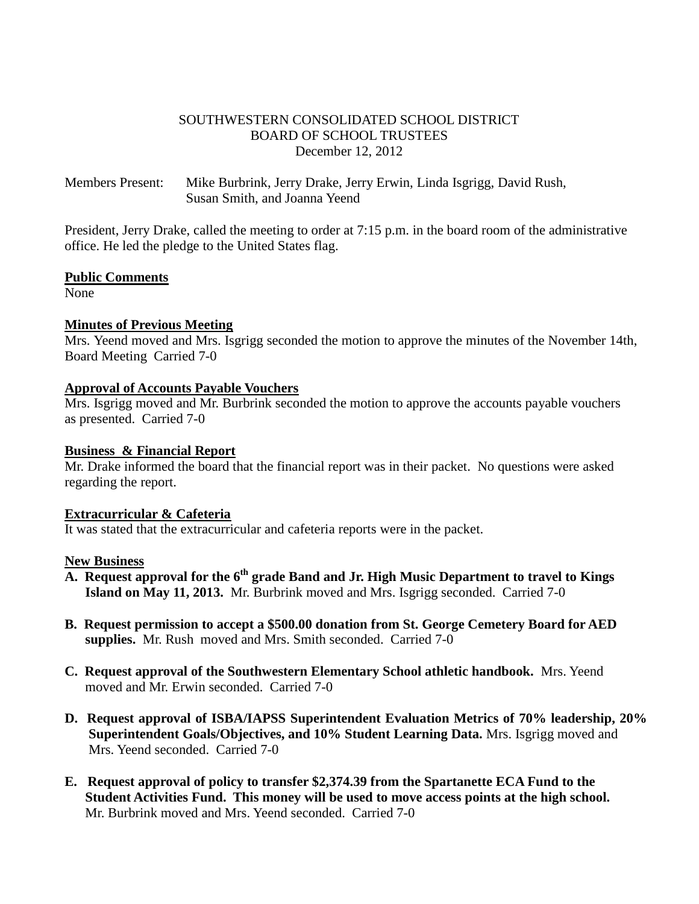SOUTHWESTERN CONSOLIDATED SCHOOL DISTRICT
BOARD OF SCHOOL TRUSTEES
December 12, 2012

Members Present: Mike Burbrink, Jerry Drake, Jerry Erwin, Linda Isgrigg, David Rush, Susan Smith, and Joanna Yeend

President, Jerry Drake, called the meeting to order at 7:15 p.m. in the board room of the administrative office. He led the pledge to the United States flag.

**Public Comments**

None

**Minutes of Previous Meeting**

Mrs. Yeend moved and Mrs. Isgrigg seconded the motion to approve the minutes of the November 14th, Board Meeting Carried 7-0

**Approval of Accounts Payable Vouchers**

Mrs. Isgrigg moved and Mr. Burbrink seconded the motion to approve the accounts payable vouchers as presented. Carried 7-0

**Business & Financial Report**

Mr. Drake informed the board that the financial report was in their packet. No questions were asked regarding the report.

**Extracurricular & Cafeteria**

It was stated that the extracurricular and cafeteria reports were in the packet.

**New Business**

A. **Request approval for the 6th grade Band and Jr. High Music Department to travel to Kings Island on May 11, 2013.** Mr. Burbrink moved and Mrs. Isgrigg seconded. Carried 7-0

B. **Request permission to accept a $500.00 donation from St. George Cemetery Board for AED supplies.** Mr. Rush moved and Mrs. Smith seconded. Carried 7-0

C. **Request approval of the Southwestern Elementary School athletic handbook.** Mrs. Yeend moved and Mr. Erwin seconded. Carried 7-0

D. **Request approval of ISBA/IAPSS Superintendent Evaluation Metrics of 70% leadership, 20% Superintendent Goals/Objectives, and 10% Student Learning Data.** Mrs. Isgrigg moved and Mrs. Yeend seconded. Carried 7-0

E. **Request approval of policy to transfer $2,374.39 from the Spartanette ECA Fund to the Student Activities Fund. This money will be used to move access points at the high school.** Mr. Burbrink moved and Mrs. Yeend seconded. Carried 7-0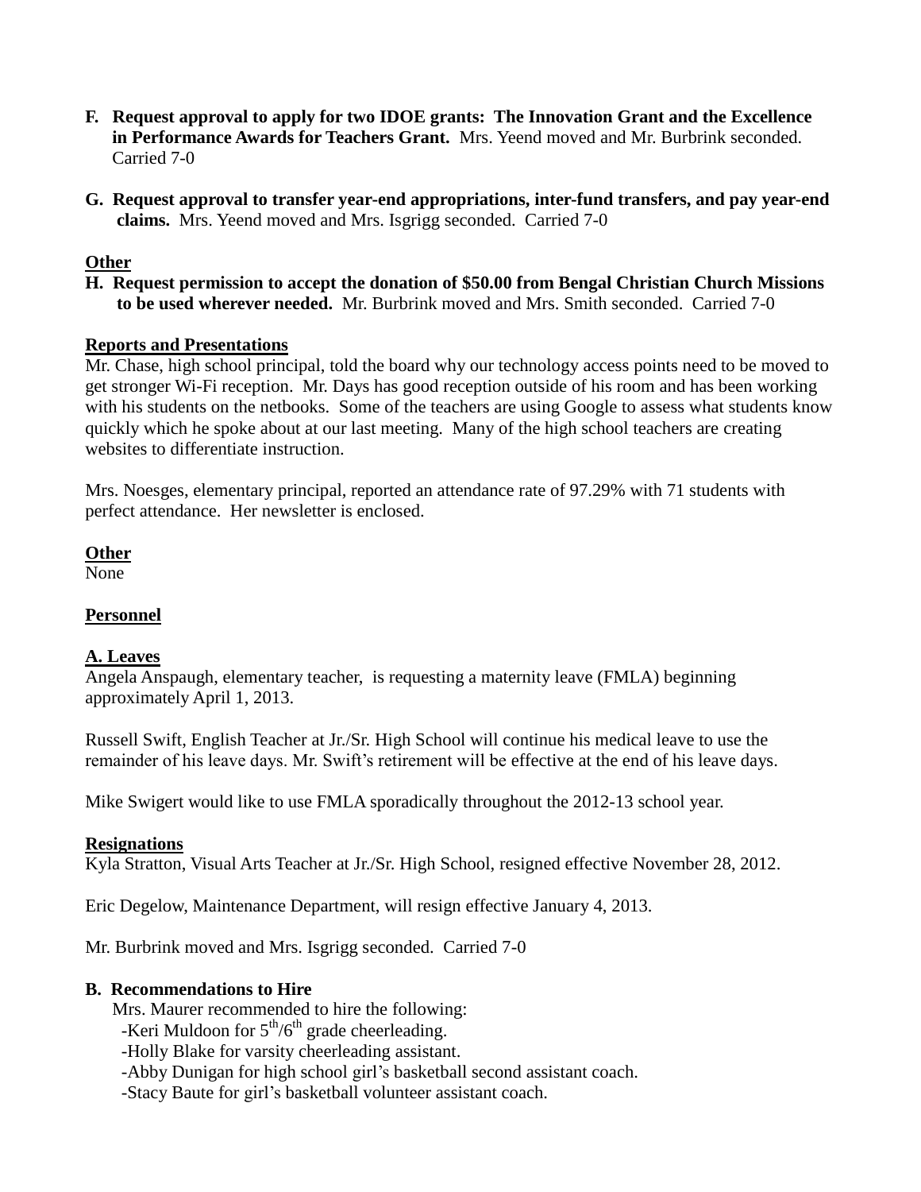**F. Request approval to apply for two IDOE grants: The Innovation Grant and the Excellence in Performance Awards for Teachers Grant.** Mrs. Yeend moved and Mr. Burbrink seconded. Carried 7-0

**G. Request approval to transfer year-end appropriations, inter-fund transfers, and pay year-end claims.** Mrs. Yeend moved and Mrs. Isgrigg seconded. Carried 7-0

**Other**

**H. Request permission to accept the donation of $50.00 from Bengal Christian Church Missions to be used wherever needed.** Mr. Burbrink moved and Mrs. Smith seconded. Carried 7-0

**Reports and Presentations**

Mr. Chase, high school principal, told the board why our technology access points need to be moved to get stronger Wi-Fi reception. Mr. Days has good reception outside of his room and has been working with his students on the netbooks. Some of the teachers are using Google to assess what students know quickly which he spoke about at our last meeting. Many of the high school teachers are creating websites to differentiate instruction.

Mrs. Noesges, elementary principal, reported an attendance rate of 97.29% with 71 students with perfect attendance. Her newsletter is enclosed.

**Other**

None

**Personnel**

**A. Leaves**

Angela Anspaugh, elementary teacher, is requesting a maternity leave (FMLA) beginning approximately April 1, 2013.

Russell Swift, English Teacher at Jr./Sr. High School will continue his medical leave to use the remainder of his leave days. Mr. Swift's retirement will be effective at the end of his leave days.

Mike Swigert would like to use FMLA sporadically throughout the 2012-13 school year.

**Resignations**

Kyla Stratton, Visual Arts Teacher at Jr./Sr. High School, resigned effective November 28, 2012.

Eric Degelow, Maintenance Department, will resign effective January 4, 2013.

Mr. Burbrink moved and Mrs. Isgrigg seconded. Carried 7-0

**B. Recommendations to Hire**

Mrs. Maurer recommended to hire the following:

- Keri Muldoon for 5th/6th grade cheerleading.
- Holly Blake for varsity cheerleading assistant.
- Abby Dunigan for high school girl's basketball second assistant coach.
- Stacy Baute for girl's basketball volunteer assistant coach.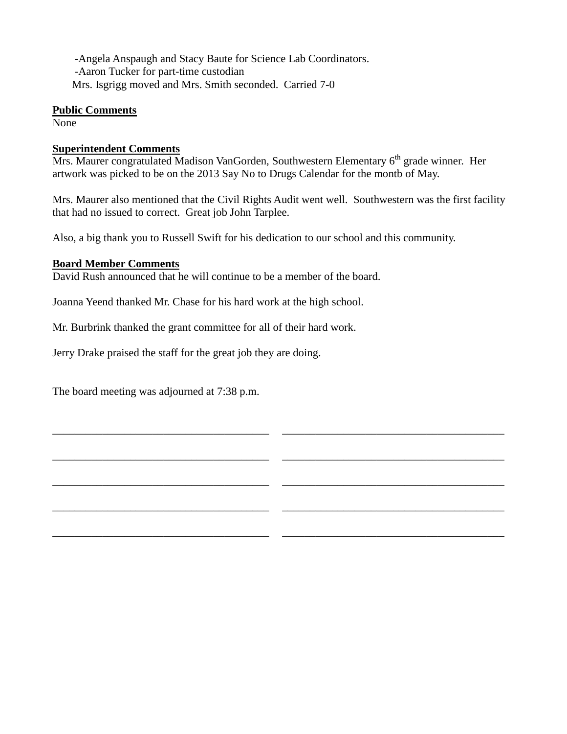-Angela Anspaugh and Stacy Baute for Science Lab Coordinators.
-Aaron Tucker for part-time custodian
Mrs. Isgrigg moved and Mrs. Smith seconded. Carried 7-0

**Public Comments**
None

**Superintendent Comments**
Mrs. Maurer congratulated Madison VanGorden, Southwestern Elementary 6th grade winner. Her artwork was picked to be on the 2013 Say No to Drugs Calendar for the montb of May.

Mrs. Maurer also mentioned that the Civil Rights Audit went well. Southwestern was the first facility that had no issued to correct. Great job John Tarplee.

Also, a big thank you to Russell Swift for his dedication to our school and this community.

**Board Member Comments**
David Rush announced that he will continue to be a member of the board.

Joanna Yeend thanked Mr. Chase for his hard work at the high school.

Mr. Burbrink thanked the grant committee for all of their hard work.

Jerry Drake praised the staff for the great job they are doing.

The board meeting was adjourned at 7:38 p.m.

_______________________________________ _______________________________________

_______________________________________ _______________________________________

_______________________________________ _______________________________________

_______________________________________ _______________________________________

_______________________________________ _______________________________________